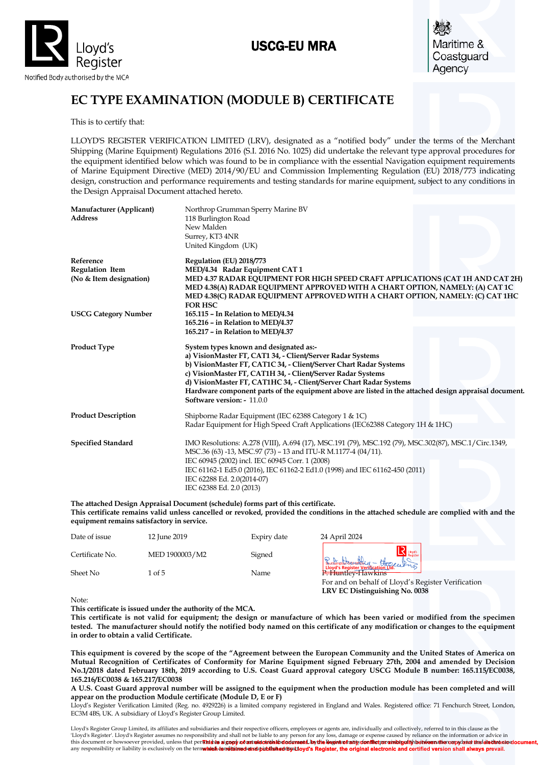Lloyd's Register

Notified Body authorised by the MCA

**USCG-EU MRA**

Maritime & Coastguard Agency

# EC TYPE EXAMINATION (MODULE B) CERTIFICATE

This is to certify that:

LLOYD'S REGISTER VERIFICATION LIMITED (LRV), designated as a "notified body" under the terms of the Merchant Shipping (Marine Equipment) Regulations 2016 (S.I. 2016 No. 1025) did undertake the relevant type approval procedures for the equipment identified below which was found to be in compliance with the essential Navigation equipment requirements of Marine Equipment Directive (MED) 2014/90/EU and Commission Implementing Regulation (EU) 2018/773 indicating design, construction and performance requirements and testing standards for marine equipment, subject to any conditions in the Design Appraisal Document attached hereto.

| | |
|---|---|
| **Manufacturer (Applicant)**<br>**Address** | Northrop Grumman Sperry Marine BV<br>118 Burlington Road<br>New Malden<br>Surrey, KT3 4NR<br>United Kingdom (UK) |
| **Reference**<br>**Regulation Item**<br>**(No & Item designation)** | **Regulation (EU) 2018/773**<br>**MED/4.34 Radar Equipment CAT 1**<br>**MED 4.37 RADAR EQUIPMENT FOR HIGH SPEED CRAFT APPLICATIONS (CAT 1H AND CAT 2H)**<br>**MED 4.38(A) RADAR EQUIPMENT APPROVED WITH A CHART OPTION, NAMELY: (A) CAT 1C**<br>**MED 4.38(C) RADAR EQUIPMENT APPROVED WITH A CHART OPTION, NAMELY: (C) CAT 1HC FOR HSC** |
| **USCG Category Number** | **165.115 – In Relation to MED/4.34**<br>**165.216 – in Relation to MED/4.37**<br>**165.217 – in Relation to MED/4.37** |
| **Product Type** | **System types known and designated as:-**<br>**a) VisionMaster FT, CAT1 34, - Client/Server Radar Systems**<br>**b) VisionMaster FT, CAT1C 34, - Client/Server Chart Radar Systems**<br>**c) VisionMaster FT, CAT1H 34, - Client/Server Radar Systems**<br>**d) VisionMaster FT, CAT1HC 34, - Client/Server Chart Radar Systems**<br>**Hardware component parts of the equipment above are listed in the attached design appraisal document.**<br>**Software version: -** 11.0.0 |
| **Product Description** | Shipborne Radar Equipment (IEC 62388 Category 1 & 1C)<br>Radar Equipment for High Speed Craft Applications (IEC62388 Category 1H & 1HC) |
| **Specified Standard** | IMO Resolutions: A.278 (VIII), A.694 (17), MSC.191 (79), MSC.192 (79), MSC.302(87), MSC.1/Circ.1349, MSC.36 (63) -13, MSC.97 (73) – 13 and ITU-R M.1177-4 (04/11).<br>IEC 60945 (2002) incl. IEC 60945 Corr. 1 (2008)<br>IEC 61162-1 Ed5.0 (2016), IEC 61162-2 Ed1.0 (1998) and IEC 61162-450 (2011)<br>IEC 62288 Ed. 2.0(2014-07)<br>IEC 62388 Ed. 2.0 (2013) |

**The attached Design Appraisal Document (schedule) forms part of this certificate.**
**This certificate remains valid unless cancelled or revoked, provided the conditions in the attached schedule are complied with and the equipment remains satisfactory in service.**

| | | | |
|---|---|---|---|
| Date of issue | 12 June 2019 | Expiry date | 24 April 2024 |
| Certificate No. | MED 1900003/M2 | Signed | Lloyd's Register Verification Ltd. |
| Sheet No | 1 of 5 | Name | P. Huntley-Hawkins |

For and on behalf of Lloyd's Register Verification
**LRV EC Distinguishing No. 0038**

Note:
**This certificate is issued under the authority of the MCA.**
**This certificate is not valid for equipment; the design or manufacture of which has been varied or modified from the specimen tested. The manufacturer should notify the notified body named on this certificate of any modification or changes to the equipment in order to obtain a valid Certificate.**

**This equipment is covered by the scope of the "Agreement between the European Community and the United States of America on Mutual Recognition of Certificates of Conformity for Marine Equipment signed February 27th, 2004 and amended by Decision No.1/2018 dated February 18th, 2019 according to U.S. Coast Guard approval category USCG Module B number: 165.115/EC0038, 165.216/EC0038 & 165.217/EC0038**
**A U.S. Coast Guard approval number will be assigned to the equipment when the production module has been completed and will appear on the production Module certificate (Module D, E or F)**
Lloyd's Register Verification Limited (Reg. no. 4929226) is a limited company registered in England and Wales. Registered office: 71 Fenchurch Street, London, EC3M 4BS, UK. A subsidiary of Lloyd's Register Group Limited.

Lloyd's Register Group Limited, its affiliates and subsidiaries and their respective officers, employees or agents are, individually and collectively, referred to in this clause as the 'Lloyd's Register'. Lloyd's Register assumes no responsibility and shall not be liable to any person for any loss, damage or expense caused by reliance on the information or advice in this document or howsoever provided, unless that person has signed a contract with the relevant Lloyd's Register entity for the provision of this information or advice and in that case any responsibility or liability is exclusively on the terms and conditions set out in that contract.

**This is a copy of an electronic document. In the event of any conflict or ambiguity between the copy and the electronic document, which is retained and published by Lloyd's Register, the original electronic and certified version shall always prevail.**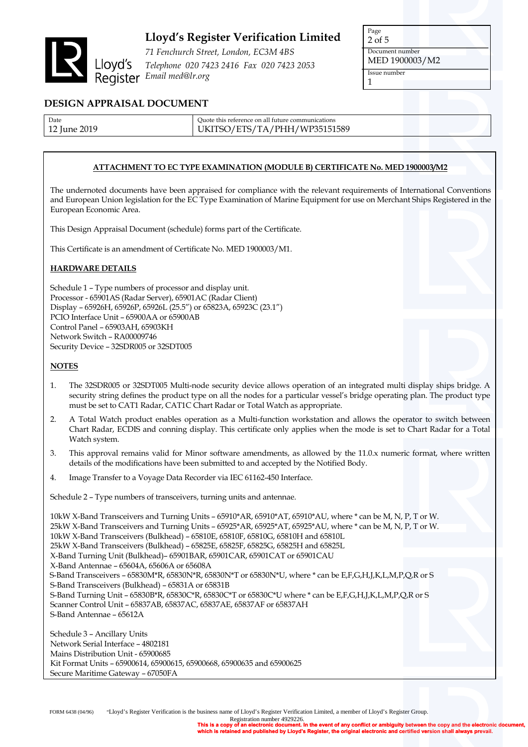# Lloyd's Register Verification Limited

*71 Fenchurch Street, London, EC3M 4BS*
*Telephone 020 7423 2416 Fax 020 7423 2053*
*Email med@lr.org*

| Document number | Issue number |
|---|---|
| MED 1900003/M2 | 1 |

## DESIGN APPRAISAL DOCUMENT

| Date | Quote this reference on all future communications |
|---|---|
| 12 June 2019 | UKITSO/ETS/TA/PHH/WP35151589 |

**ATTACHMENT TO EC TYPE EXAMINATION (MODULE B) CERTIFICATE No. MED 1900003/M2**

The undernoted documents have been appraised for compliance with the relevant requirements of International Conventions and European Union legislation for the EC Type Examination of Marine Equipment for use on Merchant Ships Registered in the European Economic Area.

This Design Appraisal Document (schedule) forms part of the Certificate.

This Certificate is an amendment of Certificate No. MED 1900003/M1.

**HARDWARE DETAILS**

Schedule 1 – Type numbers of processor and display unit.
Processor - 65901AS (Radar Server), 65901AC (Radar Client)
Display – 65926H, 65926P, 65926L (25.5") or 65823A, 65923C (23.1")
PCIO Interface Unit – 65900AA or 65900AB
Control Panel – 65903AH, 65903KH
Network Switch – RA00009746
Security Device – 32SDR005 or 32SDT005

**NOTES**

1. The 32SDR005 or 32SDT005 Multi-node security device allows operation of an integrated multi display ships bridge. A security string defines the product type on all the nodes for a particular vessel's bridge operating plan. The product type must be set to CAT1 Radar, CAT1C Chart Radar or Total Watch as appropriate.
2. A Total Watch product enables operation as a Multi-function workstation and allows the operator to switch between Chart Radar, ECDIS and conning display. This certificate only applies when the mode is set to Chart Radar for a Total Watch system.
3. This approval remains valid for Minor software amendments, as allowed by the 11.0.x numeric format, where written details of the modifications have been submitted to and accepted by the Notified Body.
4. Image Transfer to a Voyage Data Recorder via IEC 61162-450 Interface.

Schedule 2 – Type numbers of transceivers, turning units and antennae.

10kW X-Band Transceivers and Turning Units – 65910*AR, 65910*AT, 65910*AU, where * can be M, N, P, T or W.
25kW X-Band Transceivers and Turning Units – 65925*AR, 65925*AT, 65925*AU, where * can be M, N, P, T or W.
10kW X-Band Transceivers (Bulkhead) – 65810E, 65810F, 65810G, 65810H and 65810L
25kW X-Band Transceivers (Bulkhead) – 65825E, 65825F, 65825G, 65825H and 65825L
X-Band Turning Unit (Bulkhead)– 65901BAR, 65901CAR, 65901CAT or 65901CAU
X-Band Antenna – 65604A, 65606A or 65608A
S-Band Transceivers – 65830M*R, 65830N*R, 65830N*T or 65830N*U, where * can be E,F,G,H,J,K,L,M,P,Q,R or S
S-Band Transceivers (Bulkhead) – 65831A or 65831B
S-Band Turning Unit – 65830B*R, 65830C*R, 65830C*T or 65830C*U where * can be E,F,G,H,J,K,L,M,P,Q,R or S
Scanner Control Unit – 65837AB, 65837AC, 65837AE, 65837AF or 65837AH
S-Band Antenna – 65612A

Schedule 3 – Ancillary Units
Network Serial Interface – 4802181
Mains Distribution Unit - 65900685
Kit Format Units – 65900614, 65900615, 65900668, 65900635 and 65900625
Secure Maritime Gateway – 67050FA

FORM 6438 (04/96) "Lloyd's Register Verification is the business name of Lloyd's Register Verification Limited, a member of Lloyd's Register Group. Registration number 4929226.

**This is a copy of an electronic document. In the event of any conflict or ambiguity between the copy and the electronic document, which is retained and published by Lloyd's Register, the original electronic and certified version shall always prevail.**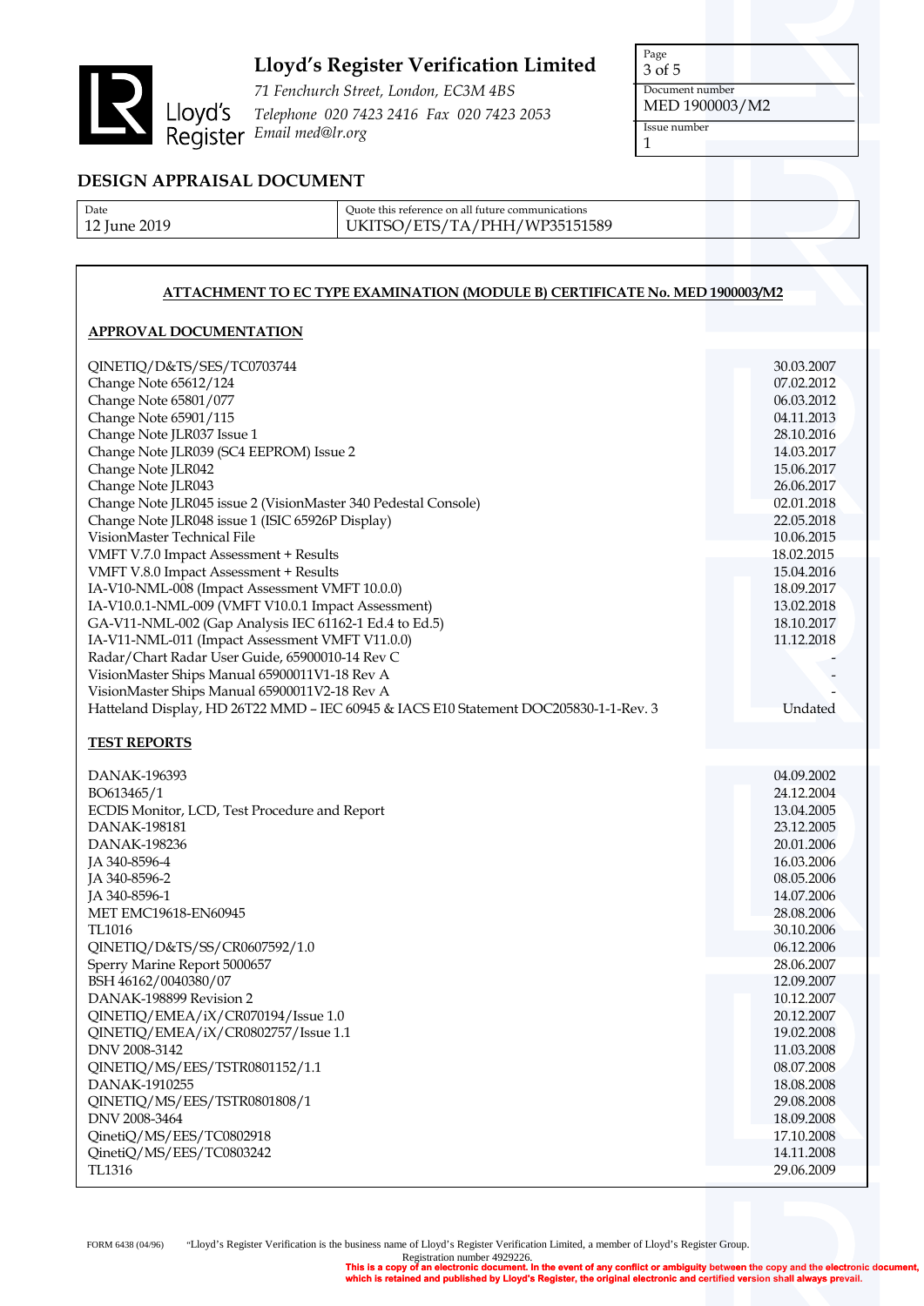# Lloyd's Register Verification Limited

*71 Fenchurch Street, London, EC3M 4BS*
*Telephone 020 7423 2416 Fax 020 7423 2053*
*Email med@lr.org*

| Document number | Issue number |
|---|---|
| MED 1900003/M2 | 1 |

## DESIGN APPRAISAL DOCUMENT

| Date | Quote this reference on all future communications |
|---|---|
| 12 June 2019 | UKITSO/ETS/TA/PHH/WP35151589 |

### ATTACHMENT TO EC TYPE EXAMINATION (MODULE B) CERTIFICATE No. MED 1900003/M2

#### APPROVAL DOCUMENTATION

| Document | Date |
|---|---|
| QINETIQ/D&TS/SES/TC0703744 | 30.03.2007 |
| Change Note 65612/124 | 07.02.2012 |
| Change Note 65801/077 | 06.03.2012 |
| Change Note 65901/115 | 04.11.2013 |
| Change Note JLR037 Issue 1 | 28.10.2016 |
| Change Note JLR039 (SC4 EEPROM) Issue 2 | 14.03.2017 |
| Change Note JLR042 | 15.06.2017 |
| Change Note JLR043 | 26.06.2017 |
| Change Note JLR045 issue 2 (VisionMaster 340 Pedestal Console) | 02.01.2018 |
| Change Note JLR048 issue 1 (ISIC 65926P Display) | 22.05.2018 |
| VisionMaster Technical File | 10.06.2015 |
| VMFT V.7.0 Impact Assessment + Results | 18.02.2015 |
| VMFT V.8.0 Impact Assessment + Results | 15.04.2016 |
| IA-V10-NML-008 (Impact Assessment VMFT 10.0.0) | 18.09.2017 |
| IA-V10.0.1-NML-009 (VMFT V10.0.1 Impact Assessment) | 13.02.2018 |
| GA-V11-NML-002 (Gap Analysis IEC 61162-1 Ed.4 to Ed.5) | 18.10.2017 |
| IA-V11-NML-011 (Impact Assessment VMFT V11.0.0) | 11.12.2018 |
| Radar/Chart Radar User Guide, 65900010-14 Rev C | - |
| VisionMaster Ships Manual 65900011V1-18 Rev A | - |
| VisionMaster Ships Manual 65900011V2-18 Rev A | - |
| Hatteland Display, HD 26T22 MMD – IEC 60945 & IACS E10 Statement DOC205830-1-1-Rev. 3 | Undated |

#### TEST REPORTS

| Report | Date |
|---|---|
| DANAK-196393 | 04.09.2002 |
| BO613465/1 | 24.12.2004 |
| ECDIS Monitor, LCD, Test Procedure and Report | 13.04.2005 |
| DANAK-198181 | 23.12.2005 |
| DANAK-198236 | 20.01.2006 |
| JA 340-8596-4 | 16.03.2006 |
| JA 340-8596-2 | 08.05.2006 |
| JA 340-8596-1 | 14.07.2006 |
| MET EMC19618-EN60945 | 28.08.2006 |
| TL1016 | 30.10.2006 |
| QINETIQ/D&TS/SS/CR0607592/1.0 | 06.12.2006 |
| Sperry Marine Report 5000657 | 28.06.2007 |
| BSH 46162/0040380/07 | 12.09.2007 |
| DANAK-198899 Revision 2 | 10.12.2007 |
| QINETIQ/EMEA/iX/CR070194/Issue 1.0 | 20.12.2007 |
| QINETIQ/EMEA/iX/CR0802757/Issue 1.1 | 19.02.2008 |
| DNV 2008-3142 | 11.03.2008 |
| QINETIQ/MS/EES/TSTR0801152/1.1 | 08.07.2008 |
| DANAK-1910255 | 18.08.2008 |
| QINETIQ/MS/EES/TSTR0801808/1 | 29.08.2008 |
| DNV 2008-3464 | 18.09.2008 |
| QinetiQ/MS/EES/TC0802918 | 17.10.2008 |
| QinetiQ/MS/EES/TC0803242 | 14.11.2008 |
| TL1316 | 29.06.2009 |

FORM 6438 (04/96) "Lloyd's Register Verification is the business name of Lloyd's Register Verification Limited, a member of Lloyd's Register Group. Registration number 4929226.

**This is a copy of an electronic document. In the event of any conflict or ambiguity between the copy and the electronic document, which is retained and published by Lloyd's Register, the original electronic and certified version shall always prevail.**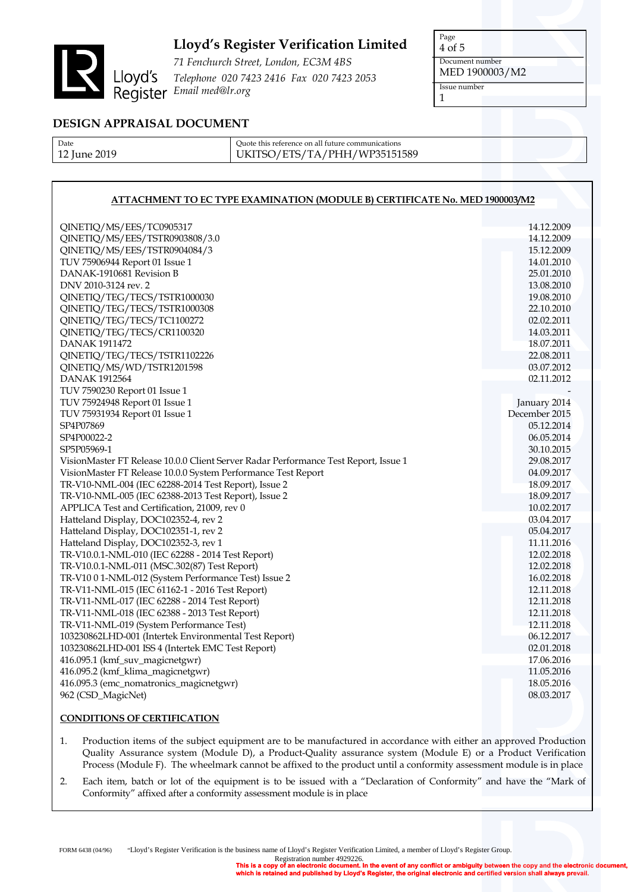**Lloyd's Register Verification Limited**

*71 Fenchurch Street, London, EC3M 4BS*
*Telephone 020 7423 2416 Fax 020 7423 2053*
*Email med@lr.org*

| Page | Document number | Issue number |
|---|---|---|
| 4 of 5 | MED 1900003/M2 | 1 |

## DESIGN APPRAISAL DOCUMENT

| Date | Quote this reference on all future communications |
|---|---|
| 12 June 2019 | UKITSO/ETS/TA/PHH/WP35151589 |

### ATTACHMENT TO EC TYPE EXAMINATION (MODULE B) CERTIFICATE No. MED 1900003/M2

| Document | Date |
|---|---|
| QINETIQ/MS/EES/TC0905317 | 14.12.2009 |
| QINETIQ/MS/EES/TSTR0903808/3.0 | 14.12.2009 |
| QINETIQ/MS/EES/TSTR0904084/3 | 15.12.2009 |
| TUV 75906944 Report 01 Issue 1 | 14.01.2010 |
| DANAK-1910681 Revision B | 25.01.2010 |
| DNV 2010-3124 rev. 2 | 13.08.2010 |
| QINETIQ/TEG/TECS/TSTR1000030 | 19.08.2010 |
| QINETIQ/TEG/TECS/TSTR1000308 | 22.10.2010 |
| QINETIQ/TEG/TECS/TC1100272 | 02.02.2011 |
| QINETIQ/TEG/TECS/CR1100320 | 14.03.2011 |
| DANAK 1911472 | 18.07.2011 |
| QINETIQ/TEG/TECS/TSTR1102226 | 22.08.2011 |
| QINETIQ/MS/WD/TSTR1201598 | 03.07.2012 |
| DANAK 1912564 | 02.11.2012 |
| TUV 7590230 Report 01 Issue 1 | - |
| TUV 75924948 Report 01 Issue 1 | January 2014 |
| TUV 75931934 Report 01 Issue 1 | December 2015 |
| SP4P07869 | 05.12.2014 |
| SP4P00022-2 | 06.05.2014 |
| SP5P05969-1 | 30.10.2015 |
| VisionMaster FT Release 10.0.0 Client Server Radar Performance Test Report, Issue 1 | 29.08.2017 |
| VisionMaster FT Release 10.0.0 System Performance Test Report | 04.09.2017 |
| TR-V10-NML-004 (IEC 62288-2014 Test Report), Issue 2 | 18.09.2017 |
| TR-V10-NML-005 (IEC 62388-2013 Test Report), Issue 2 | 18.09.2017 |
| APPLICA Test and Certification, 21009, rev 0 | 10.02.2017 |
| Hatteland Display, DOC102352-4, rev 2 | 03.04.2017 |
| Hatteland Display, DOC102351-1, rev 2 | 05.04.2017 |
| Hatteland Display, DOC102352-3, rev 1 | 11.11.2016 |
| TR-V10.0.1-NML-010 (IEC 62288 - 2014 Test Report) | 12.02.2018 |
| TR-V10.0.1-NML-011 (MSC.302(87) Test Report) | 12.02.2018 |
| TR-V10 0 1-NML-012 (System Performance Test) Issue 2 | 16.02.2018 |
| TR-V11-NML-015 (IEC 61162-1 - 2016 Test Report) | 12.11.2018 |
| TR-V11-NML-017 (IEC 62288 - 2014 Test Report) | 12.11.2018 |
| TR-V11-NML-018 (IEC 62388 - 2013 Test Report) | 12.11.2018 |
| TR-V11-NML-019 (System Performance Test) | 12.11.2018 |
| 103230862LHD-001 (Intertek Environmental Test Report) | 06.12.2017 |
| 103230862LHD-001 ISS 4 (Intertek EMC Test Report) | 02.01.2018 |
| 416.095.1 (kmf_suv_magicnetgwr) | 17.06.2016 |
| 416.095.2 (kmf_klima_magicnetgwr) | 11.05.2016 |
| 416.095.3 (emc_nomatronics_magicnetgwr) | 18.05.2016 |
| 962 (CSD_MagicNet) | 08.03.2017 |

### CONDITIONS OF CERTIFICATION

1. Production items of the subject equipment are to be manufactured in accordance with either an approved Production Quality Assurance system (Module D), a Product-Quality assurance system (Module E) or a Product Verification Process (Module F). The wheelmark cannot be affixed to the product until a conformity assessment module is in place
2. Each item, batch or lot of the equipment is to be issued with a "Declaration of Conformity" and have the "Mark of Conformity" affixed after a conformity assessment module is in place

FORM 6438 (04/96) "Lloyd's Register Verification is the business name of Lloyd's Register Verification Limited, a member of Lloyd's Register Group. Registration number 4929226.

**This is a copy of an electronic document. In the event of any conflict or ambiguity between the copy and the electronic document, which is retained and published by Lloyd's Register, the original electronic and certified version shall always prevail.**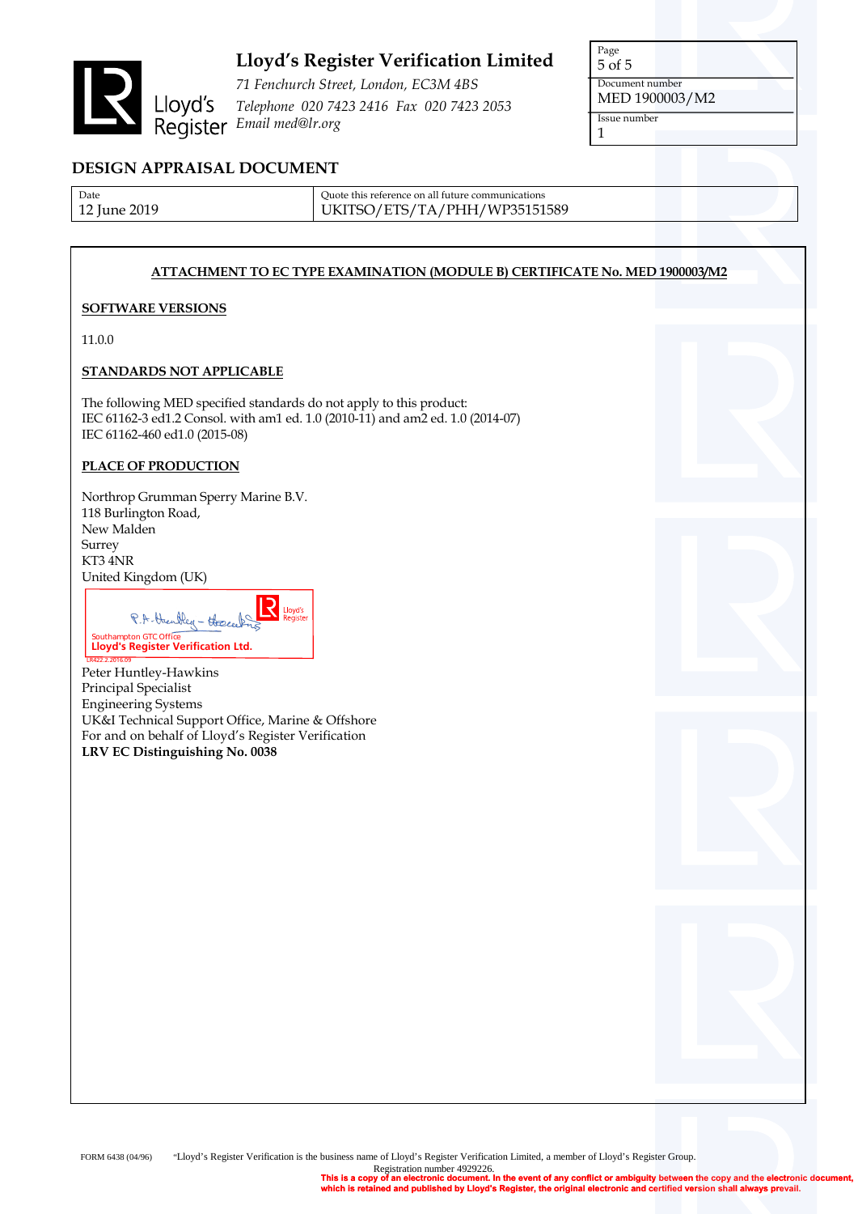**Lloyd's Register Verification Limited**

*71 Fenchurch Street, London, EC3M 4BS*
*Telephone 020 7423 2416 Fax 020 7423 2053*
*Email med@lr.org*

| | |
|---|---|
| Page | 5 of 5 |
| Document number | MED 1900003/M2 |
| Issue number | 1 |

## DESIGN APPRAISAL DOCUMENT

| Date | Quote this reference on all future communications |
|---|---|
| 12 June 2019 | UKITSO/ETS/TA/PHH/WP35151589 |

**ATTACHMENT TO EC TYPE EXAMINATION (MODULE B) CERTIFICATE No. MED 1900003/M2**

**SOFTWARE VERSIONS**

11.0.0

**STANDARDS NOT APPLICABLE**

The following MED specified standards do not apply to this product:
IEC 61162-3 ed1.2 Consol. with am1 ed. 1.0 (2010-11) and am2 ed. 1.0 (2014-07)
IEC 61162-460 ed1.0 (2015-08)

**PLACE OF PRODUCTION**

Northrop Grumman Sperry Marine B.V.
118 Burlington Road,
New Malden
Surrey
KT3 4NR
United Kingdom (UK)

P.A. Huntley-Hawkins
Southampton GTC Office
Lloyd's Register Verification Ltd.
LR422.2.2016.09

Peter Huntley-Hawkins
Principal Specialist
Engineering Systems
UK&I Technical Support Office, Marine & Offshore
For and on behalf of Lloyd's Register Verification
**LRV EC Distinguishing No. 0038**

FORM 6438 (04/96) "Lloyd's Register Verification is the business name of Lloyd's Register Verification Limited, a member of Lloyd's Register Group.
Registration number 4929226.
**This is a copy of an electronic document. In the event of any conflict or ambiguity between the copy and the electronic document, which is retained and published by Lloyd's Register, the original electronic and certified version shall always prevail.**